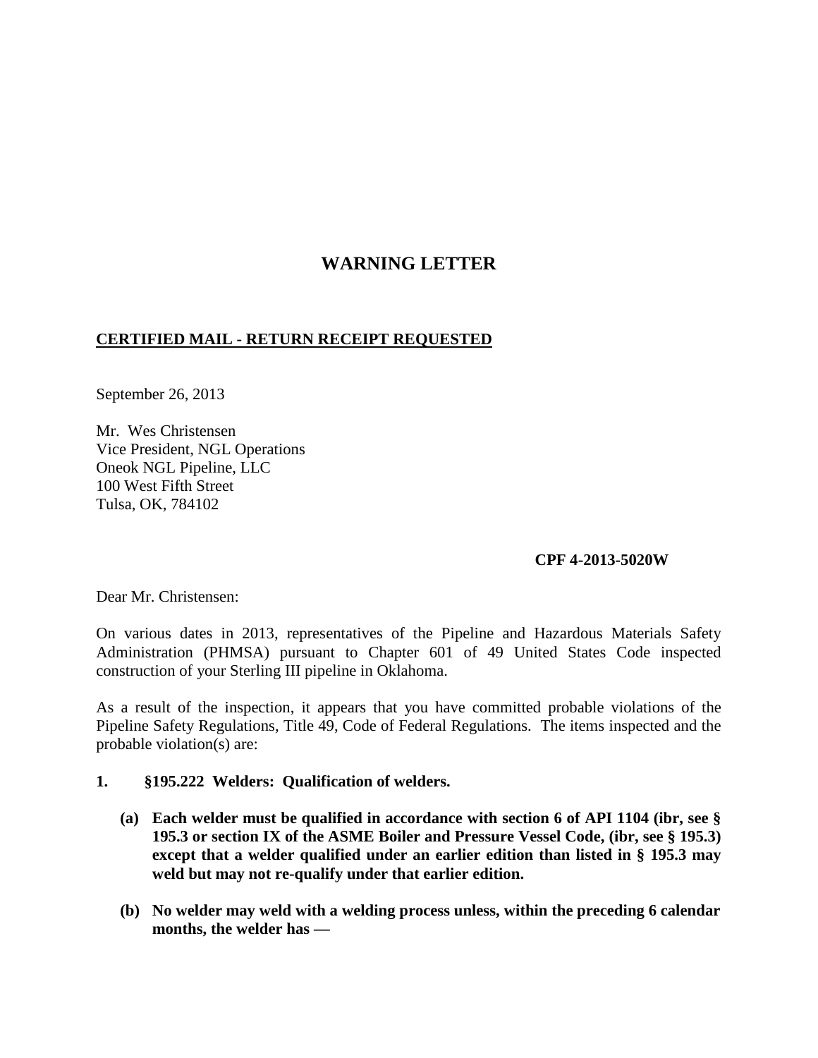# WARNING LETTER

**CERTIFIED MAIL - RETURN RECEIPT REQUESTED**

September 26, 2013

Mr. Wes Christensen  
Vice President, NGL Operations  
Oneok NGL Pipeline, LLC  
100 West Fifth Street  
Tulsa, OK, 784102

**CPF 4-2013-5020W**

Dear Mr. Christensen:

On various dates in 2013, representatives of the Pipeline and Hazardous Materials Safety Administration (PHMSA) pursuant to Chapter 601 of 49 United States Code inspected construction of your Sterling III pipeline in Oklahoma.

As a result of the inspection, it appears that you have committed probable violations of the Pipeline Safety Regulations, Title 49, Code of Federal Regulations. The items inspected and the probable violation(s) are:

**1. §195.222 Welders: Qualification of welders.**

**(a) Each welder must be qualified in accordance with section 6 of API 1104 (ibr, see § 195.3 or section IX of the ASME Boiler and Pressure Vessel Code, (ibr, see § 195.3) except that a welder qualified under an earlier edition than listed in § 195.3 may weld but may not re-qualify under that earlier edition.**

**(b) No welder may weld with a welding process unless, within the preceding 6 calendar months, the welder has —**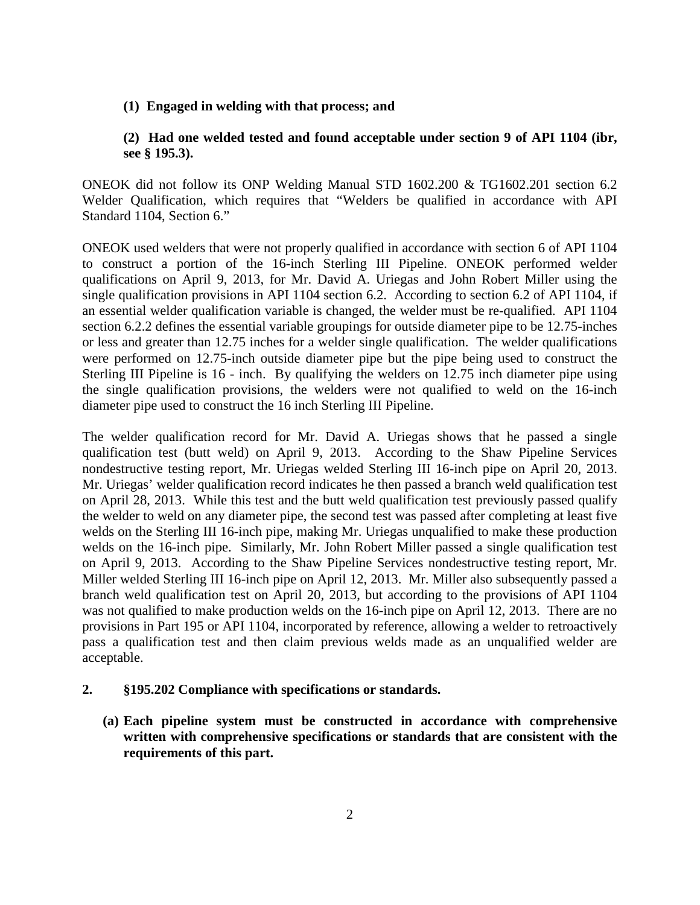**(1) Engaged in welding with that process; and**

**(2) Had one welded tested and found acceptable under section 9 of API 1104 (ibr, see § 195.3).**

ONEOK did not follow its ONP Welding Manual STD 1602.200 & TG1602.201 section 6.2 Welder Qualification, which requires that "Welders be qualified in accordance with API Standard 1104, Section 6."

ONEOK used welders that were not properly qualified in accordance with section 6 of API 1104 to construct a portion of the 16-inch Sterling III Pipeline. ONEOK performed welder qualifications on April 9, 2013, for Mr. David A. Uriegas and John Robert Miller using the single qualification provisions in API 1104 section 6.2. According to section 6.2 of API 1104, if an essential welder qualification variable is changed, the welder must be re-qualified. API 1104 section 6.2.2 defines the essential variable groupings for outside diameter pipe to be 12.75-inches or less and greater than 12.75 inches for a welder single qualification. The welder qualifications were performed on 12.75-inch outside diameter pipe but the pipe being used to construct the Sterling III Pipeline is 16 - inch. By qualifying the welders on 12.75 inch diameter pipe using the single qualification provisions, the welders were not qualified to weld on the 16-inch diameter pipe used to construct the 16 inch Sterling III Pipeline.

The welder qualification record for Mr. David A. Uriegas shows that he passed a single qualification test (butt weld) on April 9, 2013. According to the Shaw Pipeline Services nondestructive testing report, Mr. Uriegas welded Sterling III 16-inch pipe on April 20, 2013. Mr. Uriegas' welder qualification record indicates he then passed a branch weld qualification test on April 28, 2013. While this test and the butt weld qualification test previously passed qualify the welder to weld on any diameter pipe, the second test was passed after completing at least five welds on the Sterling III 16-inch pipe, making Mr. Uriegas unqualified to make these production welds on the 16-inch pipe. Similarly, Mr. John Robert Miller passed a single qualification test on April 9, 2013. According to the Shaw Pipeline Services nondestructive testing report, Mr. Miller welded Sterling III 16-inch pipe on April 12, 2013. Mr. Miller also subsequently passed a branch weld qualification test on April 20, 2013, but according to the provisions of API 1104 was not qualified to make production welds on the 16-inch pipe on April 12, 2013. There are no provisions in Part 195 or API 1104, incorporated by reference, allowing a welder to retroactively pass a qualification test and then claim previous welds made as an unqualified welder are acceptable.

**2. §195.202 Compliance with specifications or standards.**

**(a) Each pipeline system must be constructed in accordance with comprehensive written with comprehensive specifications or standards that are consistent with the requirements of this part.**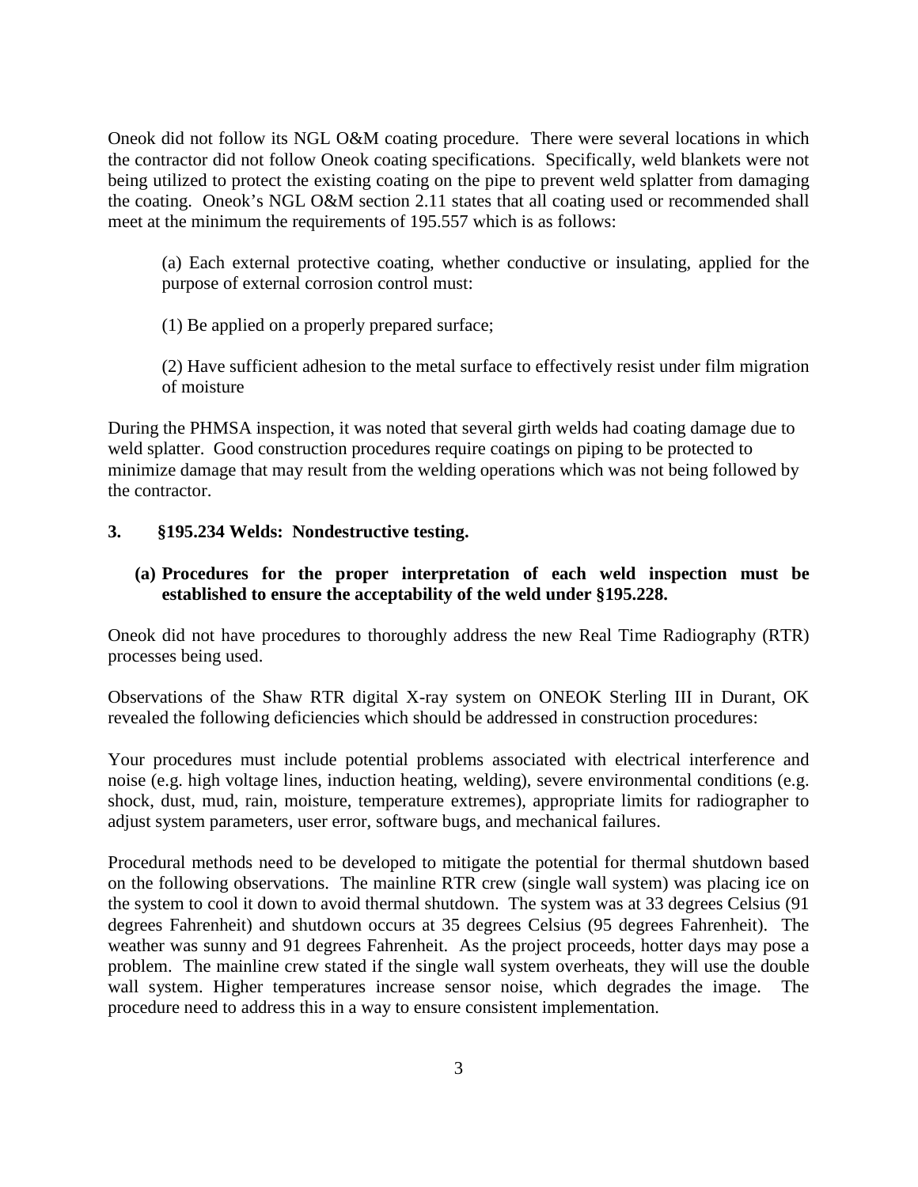Oneok did not follow its NGL O&M coating procedure. There were several locations in which the contractor did not follow Oneok coating specifications. Specifically, weld blankets were not being utilized to protect the existing coating on the pipe to prevent weld splatter from damaging the coating. Oneok's NGL O&M section 2.11 states that all coating used or recommended shall meet at the minimum the requirements of 195.557 which is as follows:

> (a) Each external protective coating, whether conductive or insulating, applied for the purpose of external corrosion control must:
>
> (1) Be applied on a properly prepared surface;
>
> (2) Have sufficient adhesion to the metal surface to effectively resist under film migration of moisture

During the PHMSA inspection, it was noted that several girth welds had coating damage due to weld splatter. Good construction procedures require coatings on piping to be protected to minimize damage that may result from the welding operations which was not being followed by the contractor.

**3. §195.234 Welds: Nondestructive testing.**

**(a) Procedures for the proper interpretation of each weld inspection must be established to ensure the acceptability of the weld under §195.228.**

Oneok did not have procedures to thoroughly address the new Real Time Radiography (RTR) processes being used.

Observations of the Shaw RTR digital X-ray system on ONEOK Sterling III in Durant, OK revealed the following deficiencies which should be addressed in construction procedures:

Your procedures must include potential problems associated with electrical interference and noise (e.g. high voltage lines, induction heating, welding), severe environmental conditions (e.g. shock, dust, mud, rain, moisture, temperature extremes), appropriate limits for radiographer to adjust system parameters, user error, software bugs, and mechanical failures.

Procedural methods need to be developed to mitigate the potential for thermal shutdown based on the following observations. The mainline RTR crew (single wall system) was placing ice on the system to cool it down to avoid thermal shutdown. The system was at 33 degrees Celsius (91 degrees Fahrenheit) and shutdown occurs at 35 degrees Celsius (95 degrees Fahrenheit). The weather was sunny and 91 degrees Fahrenheit. As the project proceeds, hotter days may pose a problem. The mainline crew stated if the single wall system overheats, they will use the double wall system. Higher temperatures increase sensor noise, which degrades the image. The procedure need to address this in a way to ensure consistent implementation.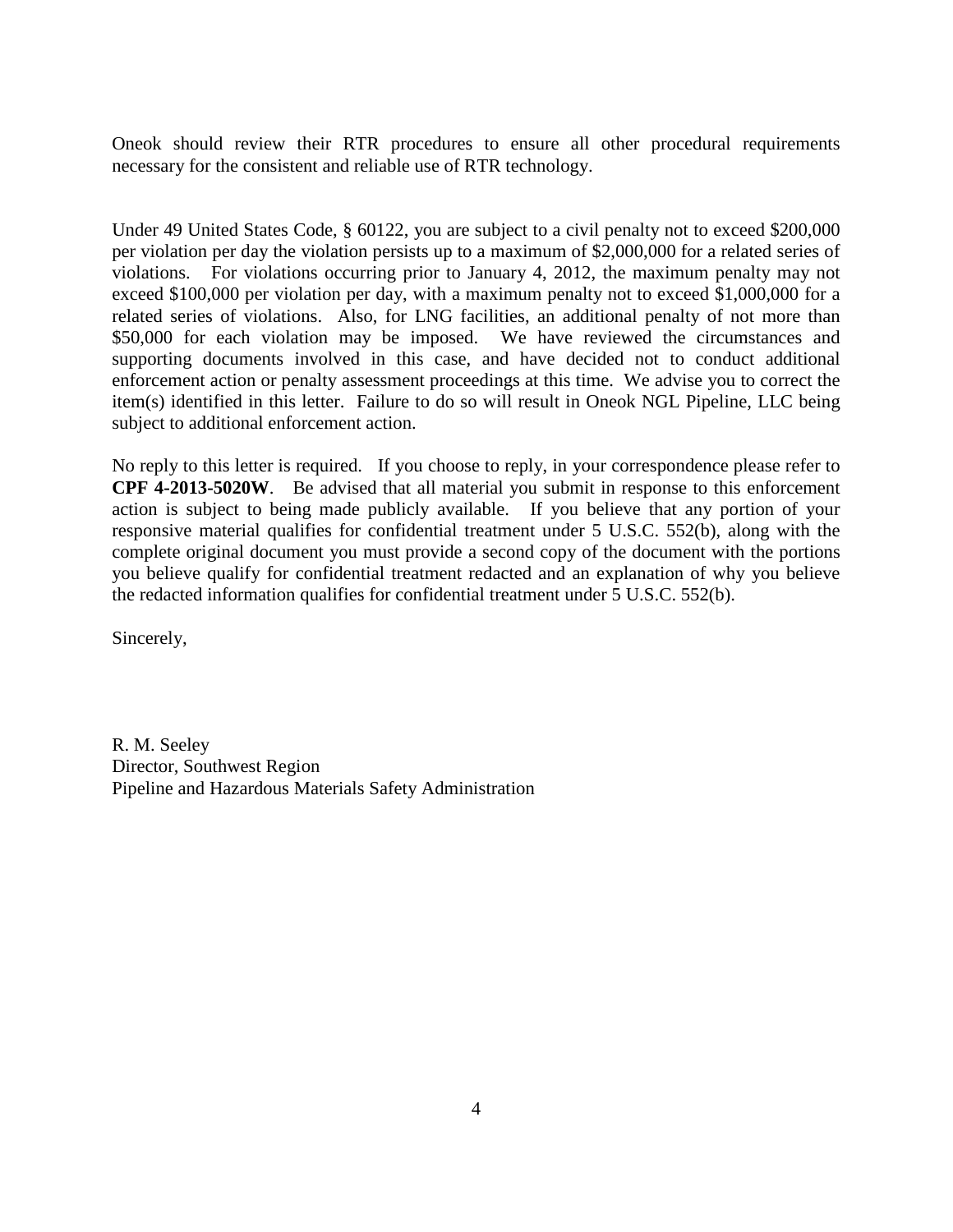Oneok should review their RTR procedures to ensure all other procedural requirements necessary for the consistent and reliable use of RTR technology.

Under 49 United States Code, § 60122, you are subject to a civil penalty not to exceed $200,000 per violation per day the violation persists up to a maximum of $2,000,000 for a related series of violations. For violations occurring prior to January 4, 2012, the maximum penalty may not exceed $100,000 per violation per day, with a maximum penalty not to exceed $1,000,000 for a related series of violations. Also, for LNG facilities, an additional penalty of not more than $50,000 for each violation may be imposed. We have reviewed the circumstances and supporting documents involved in this case, and have decided not to conduct additional enforcement action or penalty assessment proceedings at this time. We advise you to correct the item(s) identified in this letter. Failure to do so will result in Oneok NGL Pipeline, LLC being subject to additional enforcement action.

No reply to this letter is required. If you choose to reply, in your correspondence please refer to **CPF 4-2013-5020W**. Be advised that all material you submit in response to this enforcement action is subject to being made publicly available. If you believe that any portion of your responsive material qualifies for confidential treatment under 5 U.S.C. 552(b), along with the complete original document you must provide a second copy of the document with the portions you believe qualify for confidential treatment redacted and an explanation of why you believe the redacted information qualifies for confidential treatment under 5 U.S.C. 552(b).

Sincerely,

R. M. Seeley
Director, Southwest Region
Pipeline and Hazardous Materials Safety Administration